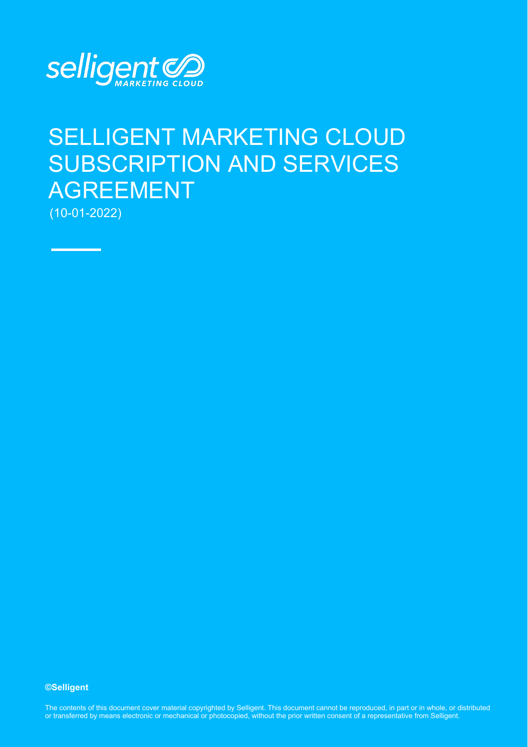# SELLIGENT MARKETING CLOUD SUBSCRIPTION AND SERVICES AGREEMENT

(10-01-2022)

**©Selligent**

The contents of this document cover material copyrighted by Selligent. This document cannot be reproduced, in part or in whole, or distributed or transferred by means electronic or mechanical or photocopied, without the prior written consent of a representative from Selligent.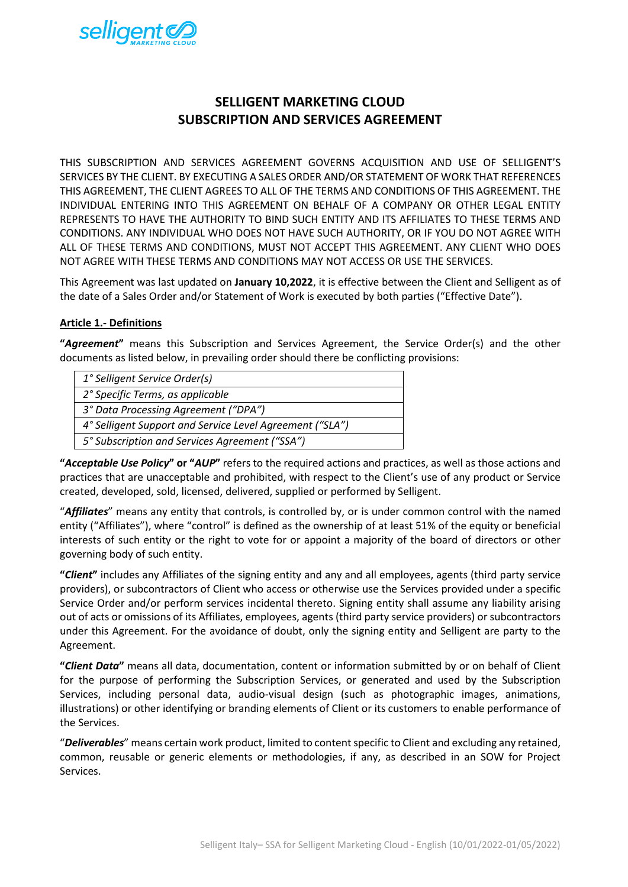# SELLIGENT MARKETING CLOUD
# SUBSCRIPTION AND SERVICES AGREEMENT

THIS SUBSCRIPTION AND SERVICES AGREEMENT GOVERNS ACQUISITION AND USE OF SELLIGENT'S SERVICES BY THE CLIENT. BY EXECUTING A SALES ORDER AND/OR STATEMENT OF WORK THAT REFERENCES THIS AGREEMENT, THE CLIENT AGREES TO ALL OF THE TERMS AND CONDITIONS OF THIS AGREEMENT. THE INDIVIDUAL ENTERING INTO THIS AGREEMENT ON BEHALF OF A COMPANY OR OTHER LEGAL ENTITY REPRESENTS TO HAVE THE AUTHORITY TO BIND SUCH ENTITY AND ITS AFFILIATES TO THESE TERMS AND CONDITIONS. ANY INDIVIDUAL WHO DOES NOT HAVE SUCH AUTHORITY, OR IF YOU DO NOT AGREE WITH ALL OF THESE TERMS AND CONDITIONS, MUST NOT ACCEPT THIS AGREEMENT. ANY CLIENT WHO DOES NOT AGREE WITH THESE TERMS AND CONDITIONS MAY NOT ACCESS OR USE THE SERVICES.

This Agreement was last updated on **January 10,2022**, it is effective between the Client and Selligent as of the date of a Sales Order and/or Statement of Work is executed by both parties ("Effective Date").

**Article 1.- Definitions**

**"*Agreement*"** means this Subscription and Services Agreement, the Service Order(s) and the other documents as listed below, in prevailing order should there be conflicting provisions:

| |
|---|
| *1° Selligent Service Order(s)* |
| *2° Specific Terms, as applicable* |
| *3° Data Processing Agreement ("DPA")* |
| *4° Selligent Support and Service Level Agreement ("SLA")* |
| *5° Subscription and Services Agreement ("SSA")* |

**"*Acceptable Use Policy*" or "*AUP*"** refers to the required actions and practices, as well as those actions and practices that are unacceptable and prohibited, with respect to the Client's use of any product or Service created, developed, sold, licensed, delivered, supplied or performed by Selligent.

"***Affiliates***" means any entity that controls, is controlled by, or is under common control with the named entity ("Affiliates"), where "control" is defined as the ownership of at least 51% of the equity or beneficial interests of such entity or the right to vote for or appoint a majority of the board of directors or other governing body of such entity.

**"*Client*"** includes any Affiliates of the signing entity and any and all employees, agents (third party service providers), or subcontractors of Client who access or otherwise use the Services provided under a specific Service Order and/or perform services incidental thereto. Signing entity shall assume any liability arising out of acts or omissions of its Affiliates, employees, agents (third party service providers) or subcontractors under this Agreement. For the avoidance of doubt, only the signing entity and Selligent are party to the Agreement.

**"*Client Data*"** means all data, documentation, content or information submitted by or on behalf of Client for the purpose of performing the Subscription Services, or generated and used by the Subscription Services, including personal data, audio-visual design (such as photographic images, animations, illustrations) or other identifying or branding elements of Client or its customers to enable performance of the Services.

"***Deliverables***" means certain work product, limited to content specific to Client and excluding any retained, common, reusable or generic elements or methodologies, if any, as described in an SOW for Project Services.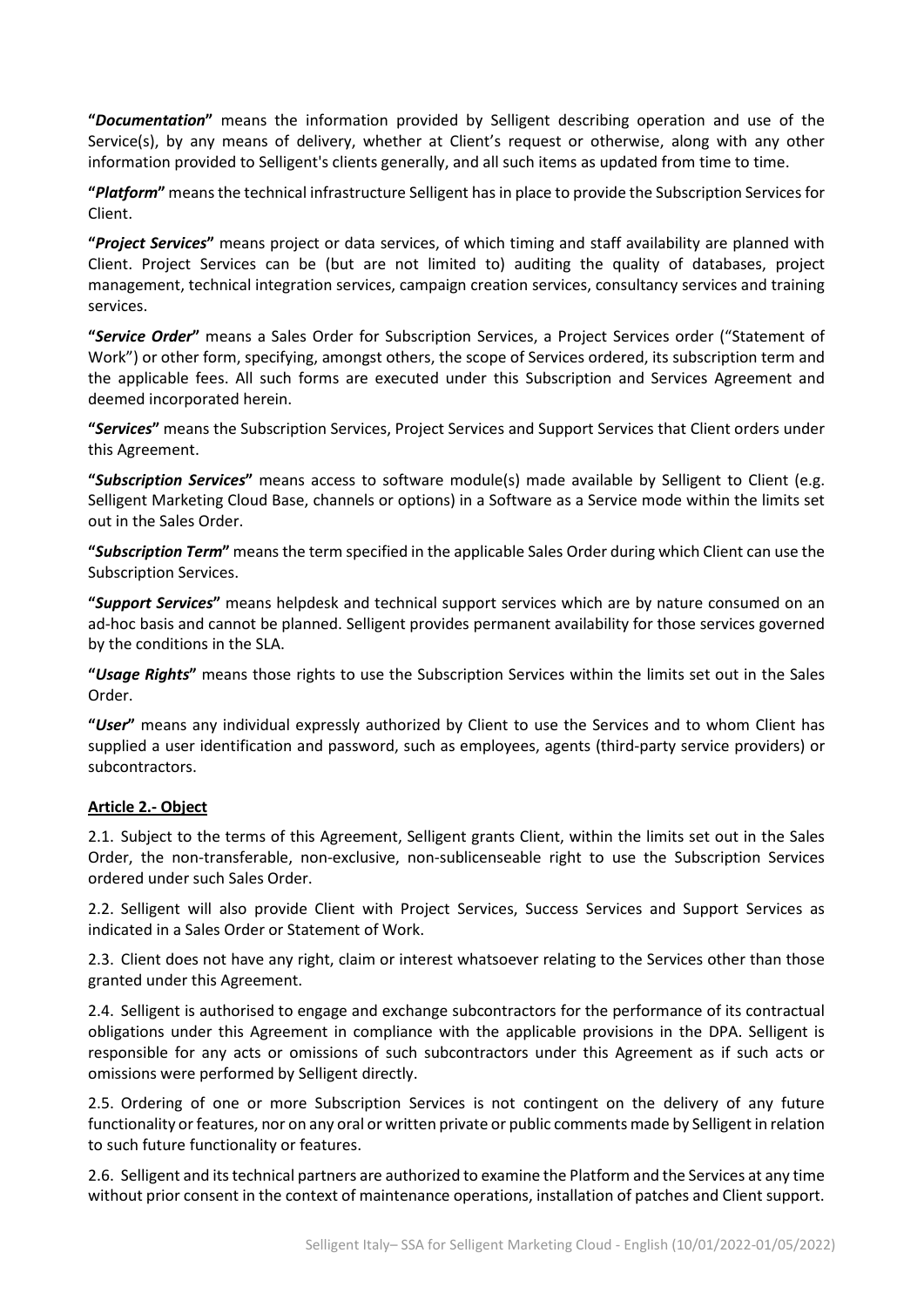**"*Documentation*"** means the information provided by Selligent describing operation and use of the Service(s), by any means of delivery, whether at Client's request or otherwise, along with any other information provided to Selligent's clients generally, and all such items as updated from time to time.

**"*Platform*"** means the technical infrastructure Selligent has in place to provide the Subscription Services for Client.

**"*Project Services*"** means project or data services, of which timing and staff availability are planned with Client. Project Services can be (but are not limited to) auditing the quality of databases, project management, technical integration services, campaign creation services, consultancy services and training services.

**"*Service Order*"** means a Sales Order for Subscription Services, a Project Services order ("Statement of Work") or other form, specifying, amongst others, the scope of Services ordered, its subscription term and the applicable fees. All such forms are executed under this Subscription and Services Agreement and deemed incorporated herein.

**"*Services*"** means the Subscription Services, Project Services and Support Services that Client orders under this Agreement.

**"*Subscription Services*"** means access to software module(s) made available by Selligent to Client (e.g. Selligent Marketing Cloud Base, channels or options) in a Software as a Service mode within the limits set out in the Sales Order.

**"*Subscription Term*"** means the term specified in the applicable Sales Order during which Client can use the Subscription Services.

**"*Support Services*"** means helpdesk and technical support services which are by nature consumed on an ad-hoc basis and cannot be planned. Selligent provides permanent availability for those services governed by the conditions in the SLA.

**"*Usage Rights*"** means those rights to use the Subscription Services within the limits set out in the Sales Order.

**"*User*"** means any individual expressly authorized by Client to use the Services and to whom Client has supplied a user identification and password, such as employees, agents (third-party service providers) or subcontractors.

## Article 2.- Object

2.1. Subject to the terms of this Agreement, Selligent grants Client, within the limits set out in the Sales Order, the non-transferable, non-exclusive, non-sublicenseable right to use the Subscription Services ordered under such Sales Order.

2.2. Selligent will also provide Client with Project Services, Success Services and Support Services as indicated in a Sales Order or Statement of Work.

2.3. Client does not have any right, claim or interest whatsoever relating to the Services other than those granted under this Agreement.

2.4. Selligent is authorised to engage and exchange subcontractors for the performance of its contractual obligations under this Agreement in compliance with the applicable provisions in the DPA. Selligent is responsible for any acts or omissions of such subcontractors under this Agreement as if such acts or omissions were performed by Selligent directly.

2.5. Ordering of one or more Subscription Services is not contingent on the delivery of any future functionality or features, nor on any oral or written private or public comments made by Selligent in relation to such future functionality or features.

2.6. Selligent and its technical partners are authorized to examine the Platform and the Services at any time without prior consent in the context of maintenance operations, installation of patches and Client support.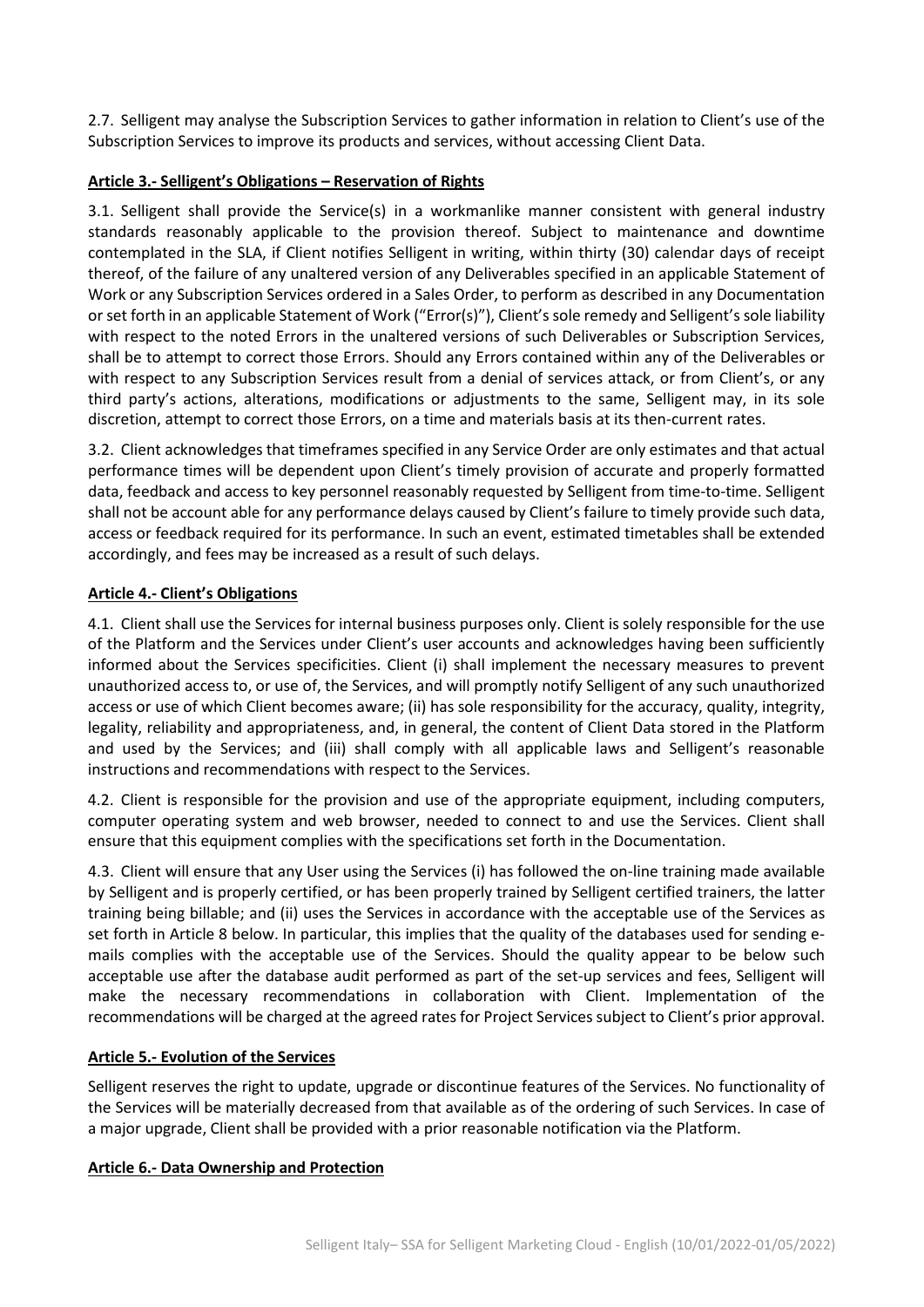2.7. Selligent may analyse the Subscription Services to gather information in relation to Client's use of the Subscription Services to improve its products and services, without accessing Client Data.

**Article 3.- Selligent's Obligations – Reservation of Rights**

3.1. Selligent shall provide the Service(s) in a workmanlike manner consistent with general industry standards reasonably applicable to the provision thereof. Subject to maintenance and downtime contemplated in the SLA, if Client notifies Selligent in writing, within thirty (30) calendar days of receipt thereof, of the failure of any unaltered version of any Deliverables specified in an applicable Statement of Work or any Subscription Services ordered in a Sales Order, to perform as described in any Documentation or set forth in an applicable Statement of Work ("Error(s)"), Client's sole remedy and Selligent's sole liability with respect to the noted Errors in the unaltered versions of such Deliverables or Subscription Services, shall be to attempt to correct those Errors. Should any Errors contained within any of the Deliverables or with respect to any Subscription Services result from a denial of services attack, or from Client's, or any third party's actions, alterations, modifications or adjustments to the same, Selligent may, in its sole discretion, attempt to correct those Errors, on a time and materials basis at its then-current rates.

3.2. Client acknowledges that timeframes specified in any Service Order are only estimates and that actual performance times will be dependent upon Client's timely provision of accurate and properly formatted data, feedback and access to key personnel reasonably requested by Selligent from time-to-time. Selligent shall not be account able for any performance delays caused by Client's failure to timely provide such data, access or feedback required for its performance. In such an event, estimated timetables shall be extended accordingly, and fees may be increased as a result of such delays.

**Article 4.- Client's Obligations**

4.1. Client shall use the Services for internal business purposes only. Client is solely responsible for the use of the Platform and the Services under Client's user accounts and acknowledges having been sufficiently informed about the Services specificities. Client (i) shall implement the necessary measures to prevent unauthorized access to, or use of, the Services, and will promptly notify Selligent of any such unauthorized access or use of which Client becomes aware; (ii) has sole responsibility for the accuracy, quality, integrity, legality, reliability and appropriateness, and, in general, the content of Client Data stored in the Platform and used by the Services; and (iii) shall comply with all applicable laws and Selligent's reasonable instructions and recommendations with respect to the Services.

4.2. Client is responsible for the provision and use of the appropriate equipment, including computers, computer operating system and web browser, needed to connect to and use the Services. Client shall ensure that this equipment complies with the specifications set forth in the Documentation.

4.3. Client will ensure that any User using the Services (i) has followed the on-line training made available by Selligent and is properly certified, or has been properly trained by Selligent certified trainers, the latter training being billable; and (ii) uses the Services in accordance with the acceptable use of the Services as set forth in Article 8 below. In particular, this implies that the quality of the databases used for sending e-mails complies with the acceptable use of the Services. Should the quality appear to be below such acceptable use after the database audit performed as part of the set-up services and fees, Selligent will make the necessary recommendations in collaboration with Client. Implementation of the recommendations will be charged at the agreed rates for Project Services subject to Client's prior approval.

**Article 5.- Evolution of the Services**

Selligent reserves the right to update, upgrade or discontinue features of the Services. No functionality of the Services will be materially decreased from that available as of the ordering of such Services. In case of a major upgrade, Client shall be provided with a prior reasonable notification via the Platform.

**Article 6.- Data Ownership and Protection**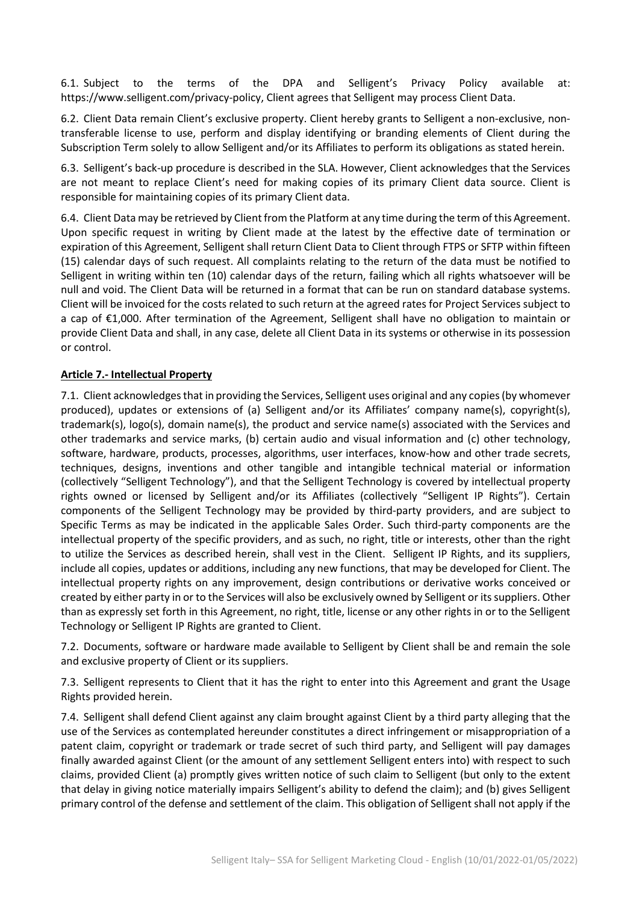6.1. Subject to the terms of the DPA and Selligent's Privacy Policy available at: https://www.selligent.com/privacy-policy, Client agrees that Selligent may process Client Data.

6.2. Client Data remain Client's exclusive property. Client hereby grants to Selligent a non-exclusive, non-transferable license to use, perform and display identifying or branding elements of Client during the Subscription Term solely to allow Selligent and/or its Affiliates to perform its obligations as stated herein.

6.3. Selligent's back-up procedure is described in the SLA. However, Client acknowledges that the Services are not meant to replace Client's need for making copies of its primary Client data source. Client is responsible for maintaining copies of its primary Client data.

6.4. Client Data may be retrieved by Client from the Platform at any time during the term of this Agreement. Upon specific request in writing by Client made at the latest by the effective date of termination or expiration of this Agreement, Selligent shall return Client Data to Client through FTPS or SFTP within fifteen (15) calendar days of such request. All complaints relating to the return of the data must be notified to Selligent in writing within ten (10) calendar days of the return, failing which all rights whatsoever will be null and void. The Client Data will be returned in a format that can be run on standard database systems. Client will be invoiced for the costs related to such return at the agreed rates for Project Services subject to a cap of €1,000. After termination of the Agreement, Selligent shall have no obligation to maintain or provide Client Data and shall, in any case, delete all Client Data in its systems or otherwise in its possession or control.

## Article 7.- Intellectual Property

7.1. Client acknowledges that in providing the Services, Selligent uses original and any copies (by whomever produced), updates or extensions of (a) Selligent and/or its Affiliates' company name(s), copyright(s), trademark(s), logo(s), domain name(s), the product and service name(s) associated with the Services and other trademarks and service marks, (b) certain audio and visual information and (c) other technology, software, hardware, products, processes, algorithms, user interfaces, know-how and other trade secrets, techniques, designs, inventions and other tangible and intangible technical material or information (collectively "Selligent Technology"), and that the Selligent Technology is covered by intellectual property rights owned or licensed by Selligent and/or its Affiliates (collectively "Selligent IP Rights"). Certain components of the Selligent Technology may be provided by third-party providers, and are subject to Specific Terms as may be indicated in the applicable Sales Order. Such third-party components are the intellectual property of the specific providers, and as such, no right, title or interests, other than the right to utilize the Services as described herein, shall vest in the Client. Selligent IP Rights, and its suppliers, include all copies, updates or additions, including any new functions, that may be developed for Client. The intellectual property rights on any improvement, design contributions or derivative works conceived or created by either party in or to the Services will also be exclusively owned by Selligent or its suppliers. Other than as expressly set forth in this Agreement, no right, title, license or any other rights in or to the Selligent Technology or Selligent IP Rights are granted to Client.

7.2. Documents, software or hardware made available to Selligent by Client shall be and remain the sole and exclusive property of Client or its suppliers.

7.3. Selligent represents to Client that it has the right to enter into this Agreement and grant the Usage Rights provided herein.

7.4. Selligent shall defend Client against any claim brought against Client by a third party alleging that the use of the Services as contemplated hereunder constitutes a direct infringement or misappropriation of a patent claim, copyright or trademark or trade secret of such third party, and Selligent will pay damages finally awarded against Client (or the amount of any settlement Selligent enters into) with respect to such claims, provided Client (a) promptly gives written notice of such claim to Selligent (but only to the extent that delay in giving notice materially impairs Selligent's ability to defend the claim); and (b) gives Selligent primary control of the defense and settlement of the claim. This obligation of Selligent shall not apply if the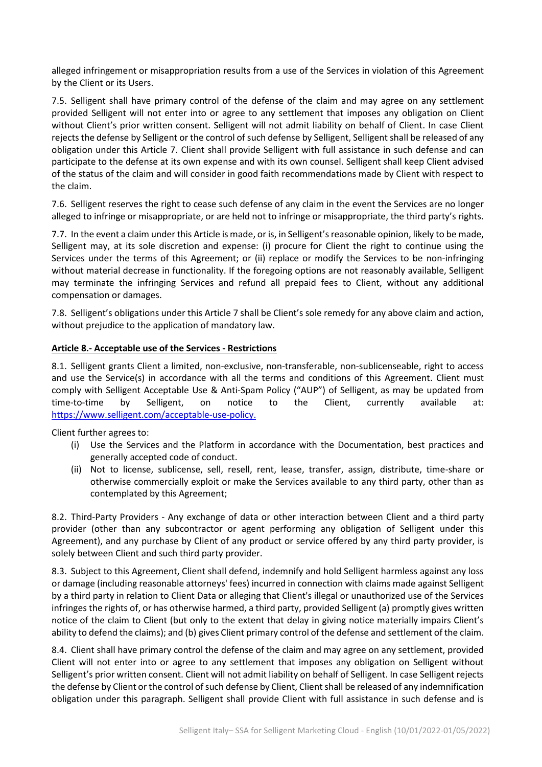alleged infringement or misappropriation results from a use of the Services in violation of this Agreement by the Client or its Users.

7.5. Selligent shall have primary control of the defense of the claim and may agree on any settlement provided Selligent will not enter into or agree to any settlement that imposes any obligation on Client without Client's prior written consent. Selligent will not admit liability on behalf of Client. In case Client rejects the defense by Selligent or the control of such defense by Selligent, Selligent shall be released of any obligation under this Article 7. Client shall provide Selligent with full assistance in such defense and can participate to the defense at its own expense and with its own counsel. Selligent shall keep Client advised of the status of the claim and will consider in good faith recommendations made by Client with respect to the claim.

7.6. Selligent reserves the right to cease such defense of any claim in the event the Services are no longer alleged to infringe or misappropriate, or are held not to infringe or misappropriate, the third party's rights.

7.7. In the event a claim under this Article is made, or is, in Selligent's reasonable opinion, likely to be made, Selligent may, at its sole discretion and expense: (i) procure for Client the right to continue using the Services under the terms of this Agreement; or (ii) replace or modify the Services to be non-infringing without material decrease in functionality. If the foregoing options are not reasonably available, Selligent may terminate the infringing Services and refund all prepaid fees to Client, without any additional compensation or damages.

7.8. Selligent's obligations under this Article 7 shall be Client's sole remedy for any above claim and action, without prejudice to the application of mandatory law.

**Article 8.- Acceptable use of the Services - Restrictions**

8.1. Selligent grants Client a limited, non-exclusive, non-transferable, non-sublicenseable, right to access and use the Service(s) in accordance with all the terms and conditions of this Agreement. Client must comply with Selligent Acceptable Use & Anti-Spam Policy ("AUP") of Selligent, as may be updated from time-to-time by Selligent, on notice to the Client, currently available at: https://www.selligent.com/acceptable-use-policy.

Client further agrees to:

- (i) Use the Services and the Platform in accordance with the Documentation, best practices and generally accepted code of conduct.
- (ii) Not to license, sublicense, sell, resell, rent, lease, transfer, assign, distribute, time-share or otherwise commercially exploit or make the Services available to any third party, other than as contemplated by this Agreement;

8.2. Third-Party Providers - Any exchange of data or other interaction between Client and a third party provider (other than any subcontractor or agent performing any obligation of Selligent under this Agreement), and any purchase by Client of any product or service offered by any third party provider, is solely between Client and such third party provider.

8.3. Subject to this Agreement, Client shall defend, indemnify and hold Selligent harmless against any loss or damage (including reasonable attorneys' fees) incurred in connection with claims made against Selligent by a third party in relation to Client Data or alleging that Client's illegal or unauthorized use of the Services infringes the rights of, or has otherwise harmed, a third party, provided Selligent (a) promptly gives written notice of the claim to Client (but only to the extent that delay in giving notice materially impairs Client's ability to defend the claims); and (b) gives Client primary control of the defense and settlement of the claim.

8.4. Client shall have primary control the defense of the claim and may agree on any settlement, provided Client will not enter into or agree to any settlement that imposes any obligation on Selligent without Selligent's prior written consent. Client will not admit liability on behalf of Selligent. In case Selligent rejects the defense by Client or the control of such defense by Client, Client shall be released of any indemnification obligation under this paragraph. Selligent shall provide Client with full assistance in such defense and is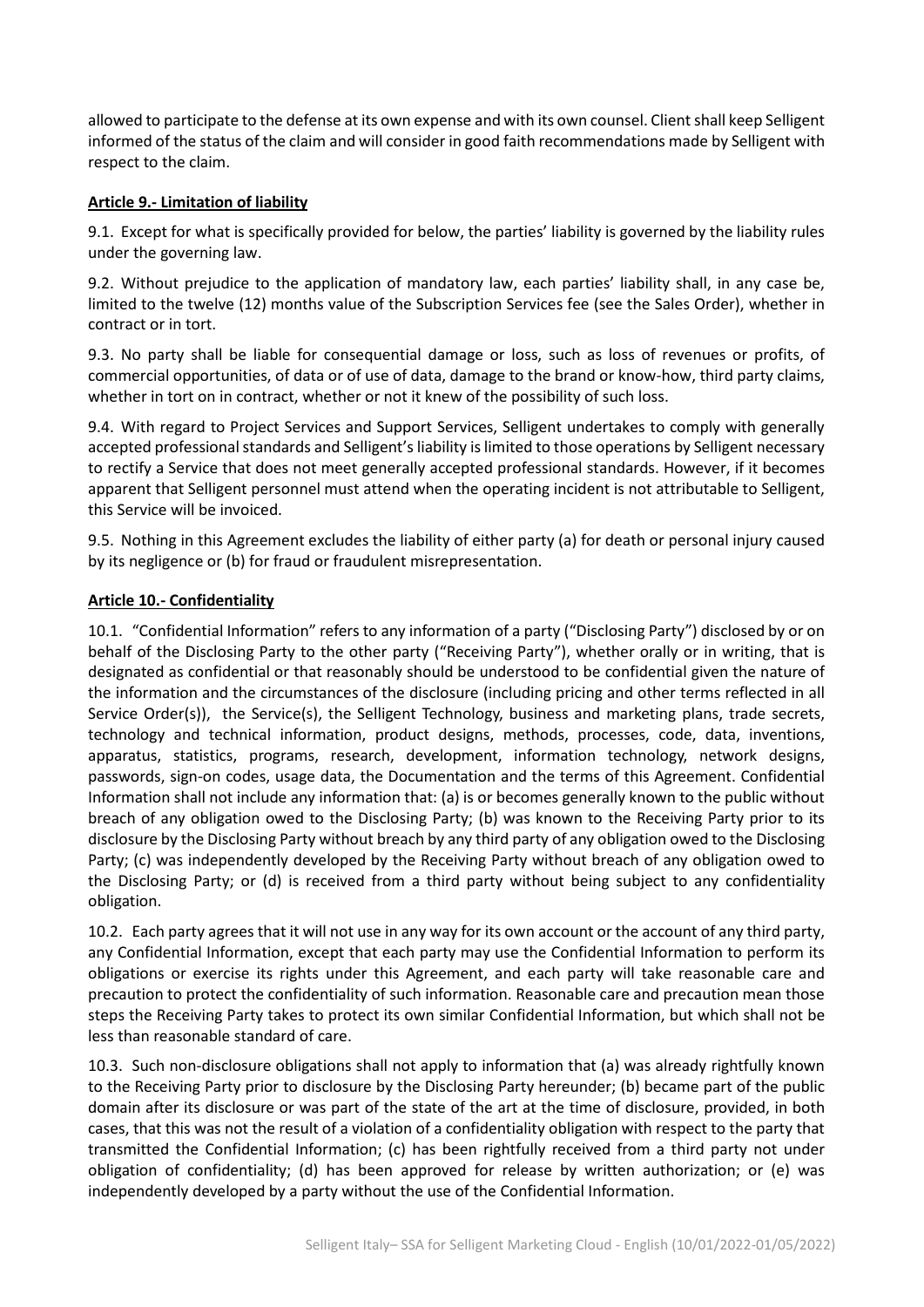allowed to participate to the defense at its own expense and with its own counsel. Client shall keep Selligent informed of the status of the claim and will consider in good faith recommendations made by Selligent with respect to the claim.

**Article 9.- Limitation of liability**

9.1. Except for what is specifically provided for below, the parties' liability is governed by the liability rules under the governing law.

9.2. Without prejudice to the application of mandatory law, each parties' liability shall, in any case be, limited to the twelve (12) months value of the Subscription Services fee (see the Sales Order), whether in contract or in tort.

9.3. No party shall be liable for consequential damage or loss, such as loss of revenues or profits, of commercial opportunities, of data or of use of data, damage to the brand or know-how, third party claims, whether in tort on in contract, whether or not it knew of the possibility of such loss.

9.4. With regard to Project Services and Support Services, Selligent undertakes to comply with generally accepted professional standards and Selligent's liability is limited to those operations by Selligent necessary to rectify a Service that does not meet generally accepted professional standards. However, if it becomes apparent that Selligent personnel must attend when the operating incident is not attributable to Selligent, this Service will be invoiced.

9.5. Nothing in this Agreement excludes the liability of either party (a) for death or personal injury caused by its negligence or (b) for fraud or fraudulent misrepresentation.

**Article 10.- Confidentiality**

10.1. "Confidential Information" refers to any information of a party ("Disclosing Party") disclosed by or on behalf of the Disclosing Party to the other party ("Receiving Party"), whether orally or in writing, that is designated as confidential or that reasonably should be understood to be confidential given the nature of the information and the circumstances of the disclosure (including pricing and other terms reflected in all Service Order(s)), the Service(s), the Selligent Technology, business and marketing plans, trade secrets, technology and technical information, product designs, methods, processes, code, data, inventions, apparatus, statistics, programs, research, development, information technology, network designs, passwords, sign-on codes, usage data, the Documentation and the terms of this Agreement. Confidential Information shall not include any information that: (a) is or becomes generally known to the public without breach of any obligation owed to the Disclosing Party; (b) was known to the Receiving Party prior to its disclosure by the Disclosing Party without breach by any third party of any obligation owed to the Disclosing Party; (c) was independently developed by the Receiving Party without breach of any obligation owed to the Disclosing Party; or (d) is received from a third party without being subject to any confidentiality obligation.

10.2. Each party agrees that it will not use in any way for its own account or the account of any third party, any Confidential Information, except that each party may use the Confidential Information to perform its obligations or exercise its rights under this Agreement, and each party will take reasonable care and precaution to protect the confidentiality of such information. Reasonable care and precaution mean those steps the Receiving Party takes to protect its own similar Confidential Information, but which shall not be less than reasonable standard of care.

10.3. Such non-disclosure obligations shall not apply to information that (a) was already rightfully known to the Receiving Party prior to disclosure by the Disclosing Party hereunder; (b) became part of the public domain after its disclosure or was part of the state of the art at the time of disclosure, provided, in both cases, that this was not the result of a violation of a confidentiality obligation with respect to the party that transmitted the Confidential Information; (c) has been rightfully received from a third party not under obligation of confidentiality; (d) has been approved for release by written authorization; or (e) was independently developed by a party without the use of the Confidential Information.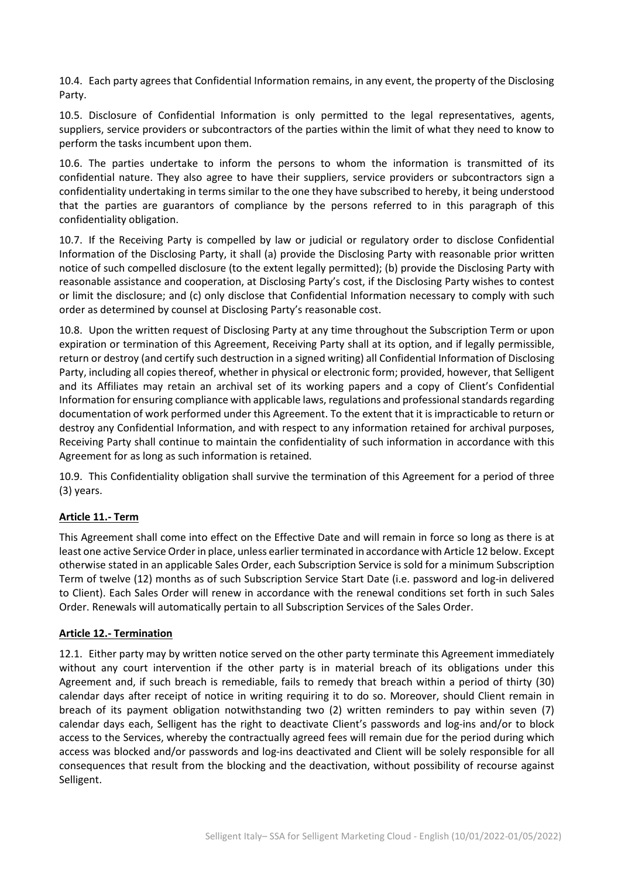10.4. Each party agrees that Confidential Information remains, in any event, the property of the Disclosing Party.

10.5. Disclosure of Confidential Information is only permitted to the legal representatives, agents, suppliers, service providers or subcontractors of the parties within the limit of what they need to know to perform the tasks incumbent upon them.

10.6. The parties undertake to inform the persons to whom the information is transmitted of its confidential nature. They also agree to have their suppliers, service providers or subcontractors sign a confidentiality undertaking in terms similar to the one they have subscribed to hereby, it being understood that the parties are guarantors of compliance by the persons referred to in this paragraph of this confidentiality obligation.

10.7. If the Receiving Party is compelled by law or judicial or regulatory order to disclose Confidential Information of the Disclosing Party, it shall (a) provide the Disclosing Party with reasonable prior written notice of such compelled disclosure (to the extent legally permitted); (b) provide the Disclosing Party with reasonable assistance and cooperation, at Disclosing Party's cost, if the Disclosing Party wishes to contest or limit the disclosure; and (c) only disclose that Confidential Information necessary to comply with such order as determined by counsel at Disclosing Party's reasonable cost.

10.8. Upon the written request of Disclosing Party at any time throughout the Subscription Term or upon expiration or termination of this Agreement, Receiving Party shall at its option, and if legally permissible, return or destroy (and certify such destruction in a signed writing) all Confidential Information of Disclosing Party, including all copies thereof, whether in physical or electronic form; provided, however, that Selligent and its Affiliates may retain an archival set of its working papers and a copy of Client's Confidential Information for ensuring compliance with applicable laws, regulations and professional standards regarding documentation of work performed under this Agreement. To the extent that it is impracticable to return or destroy any Confidential Information, and with respect to any information retained for archival purposes, Receiving Party shall continue to maintain the confidentiality of such information in accordance with this Agreement for as long as such information is retained.

10.9. This Confidentiality obligation shall survive the termination of this Agreement for a period of three (3) years.

## **Article 11.- Term**

This Agreement shall come into effect on the Effective Date and will remain in force so long as there is at least one active Service Order in place, unless earlier terminated in accordance with Article 12 below. Except otherwise stated in an applicable Sales Order, each Subscription Service is sold for a minimum Subscription Term of twelve (12) months as of such Subscription Service Start Date (i.e. password and log-in delivered to Client). Each Sales Order will renew in accordance with the renewal conditions set forth in such Sales Order. Renewals will automatically pertain to all Subscription Services of the Sales Order.

## **Article 12.- Termination**

12.1. Either party may by written notice served on the other party terminate this Agreement immediately without any court intervention if the other party is in material breach of its obligations under this Agreement and, if such breach is remediable, fails to remedy that breach within a period of thirty (30) calendar days after receipt of notice in writing requiring it to do so. Moreover, should Client remain in breach of its payment obligation notwithstanding two (2) written reminders to pay within seven (7) calendar days each, Selligent has the right to deactivate Client's passwords and log-ins and/or to block access to the Services, whereby the contractually agreed fees will remain due for the period during which access was blocked and/or passwords and log-ins deactivated and Client will be solely responsible for all consequences that result from the blocking and the deactivation, without possibility of recourse against Selligent.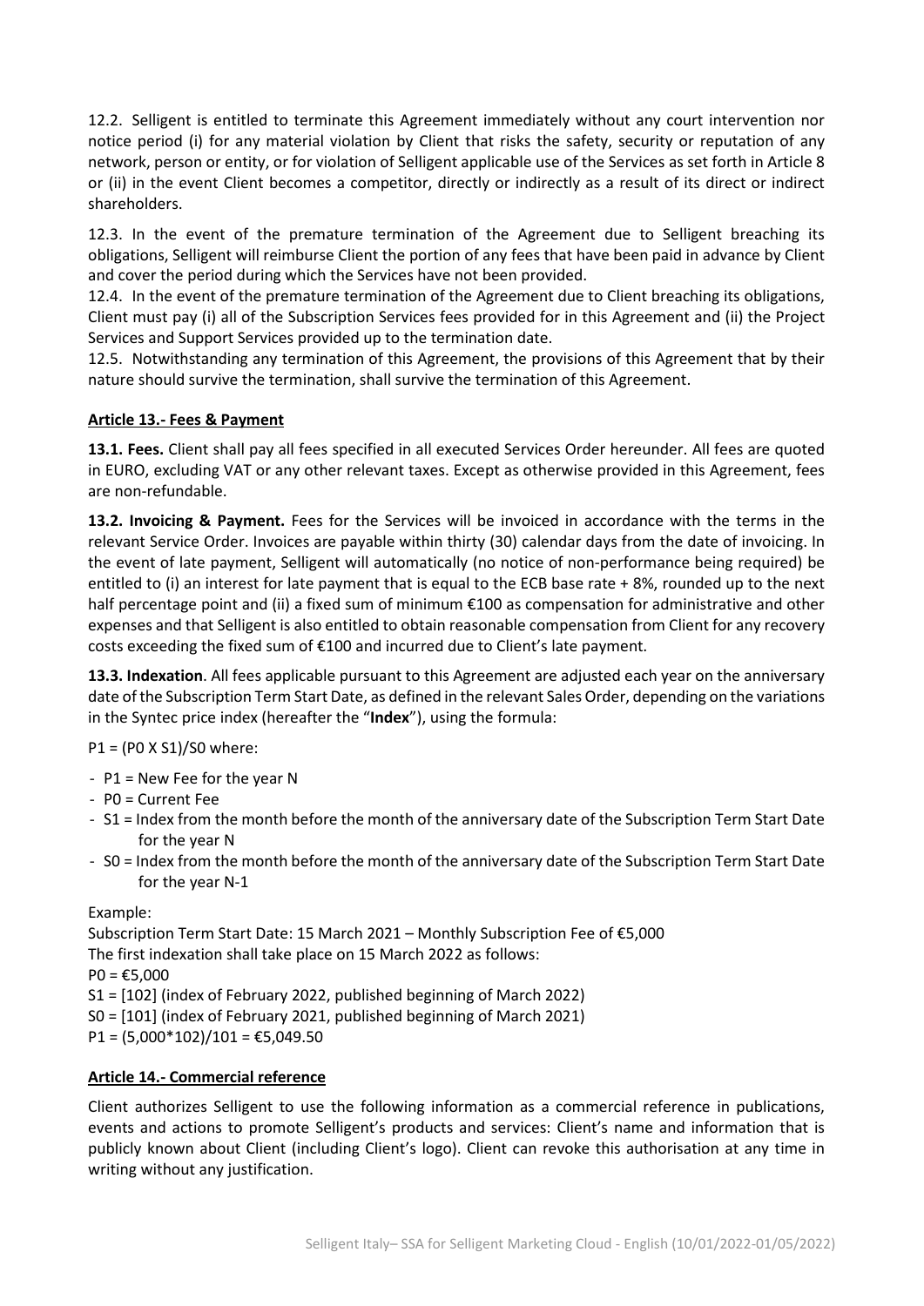12.2. Selligent is entitled to terminate this Agreement immediately without any court intervention nor notice period (i) for any material violation by Client that risks the safety, security or reputation of any network, person or entity, or for violation of Selligent applicable use of the Services as set forth in Article 8 or (ii) in the event Client becomes a competitor, directly or indirectly as a result of its direct or indirect shareholders.

12.3. In the event of the premature termination of the Agreement due to Selligent breaching its obligations, Selligent will reimburse Client the portion of any fees that have been paid in advance by Client and cover the period during which the Services have not been provided.

12.4. In the event of the premature termination of the Agreement due to Client breaching its obligations, Client must pay (i) all of the Subscription Services fees provided for in this Agreement and (ii) the Project Services and Support Services provided up to the termination date.

12.5. Notwithstanding any termination of this Agreement, the provisions of this Agreement that by their nature should survive the termination, shall survive the termination of this Agreement.

## Article 13.- Fees & Payment

**13.1. Fees.** Client shall pay all fees specified in all executed Services Order hereunder. All fees are quoted in EURO, excluding VAT or any other relevant taxes. Except as otherwise provided in this Agreement, fees are non-refundable.

**13.2. Invoicing & Payment.** Fees for the Services will be invoiced in accordance with the terms in the relevant Service Order. Invoices are payable within thirty (30) calendar days from the date of invoicing. In the event of late payment, Selligent will automatically (no notice of non-performance being required) be entitled to (i) an interest for late payment that is equal to the ECB base rate + 8%, rounded up to the next half percentage point and (ii) a fixed sum of minimum €100 as compensation for administrative and other expenses and that Selligent is also entitled to obtain reasonable compensation from Client for any recovery costs exceeding the fixed sum of €100 and incurred due to Client's late payment.

**13.3. Indexation**. All fees applicable pursuant to this Agreement are adjusted each year on the anniversary date of the Subscription Term Start Date, as defined in the relevant Sales Order, depending on the variations in the Syntec price index (hereafter the "**Index**"), using the formula:

$P1 = (P0 \times S1)/S0$ where:

- P1 = New Fee for the year N
- P0 = Current Fee
- S1 = Index from the month before the month of the anniversary date of the Subscription Term Start Date for the year N
- S0 = Index from the month before the month of the anniversary date of the Subscription Term Start Date for the year N-1

Example:

Subscription Term Start Date: 15 March 2021 – Monthly Subscription Fee of €5,000

The first indexation shall take place on 15 March 2022 as follows:

P0 = €5,000

S1 = [102] (index of February 2022, published beginning of March 2022)

S0 = [101] (index of February 2021, published beginning of March 2021)

P1 = (5,000*102)/101 = €5,049.50

## Article 14.- Commercial reference

Client authorizes Selligent to use the following information as a commercial reference in publications, events and actions to promote Selligent's products and services: Client's name and information that is publicly known about Client (including Client's logo). Client can revoke this authorisation at any time in writing without any justification.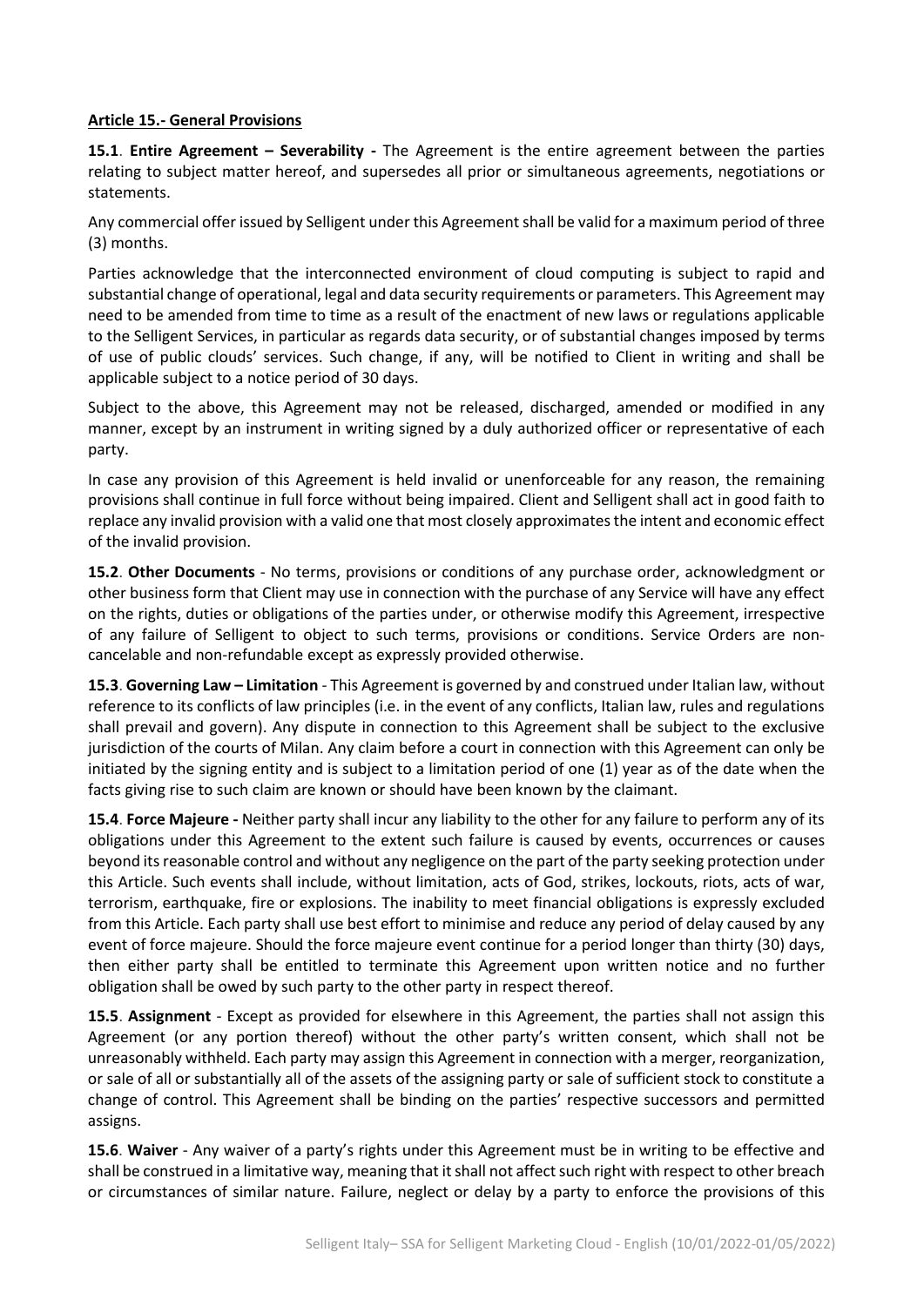**Article 15.- General Provisions**

**15.1**. **Entire Agreement – Severability -** The Agreement is the entire agreement between the parties relating to subject matter hereof, and supersedes all prior or simultaneous agreements, negotiations or statements.

Any commercial offer issued by Selligent under this Agreement shall be valid for a maximum period of three (3) months.

Parties acknowledge that the interconnected environment of cloud computing is subject to rapid and substantial change of operational, legal and data security requirements or parameters. This Agreement may need to be amended from time to time as a result of the enactment of new laws or regulations applicable to the Selligent Services, in particular as regards data security, or of substantial changes imposed by terms of use of public clouds' services. Such change, if any, will be notified to Client in writing and shall be applicable subject to a notice period of 30 days.

Subject to the above, this Agreement may not be released, discharged, amended or modified in any manner, except by an instrument in writing signed by a duly authorized officer or representative of each party.

In case any provision of this Agreement is held invalid or unenforceable for any reason, the remaining provisions shall continue in full force without being impaired. Client and Selligent shall act in good faith to replace any invalid provision with a valid one that most closely approximates the intent and economic effect of the invalid provision.

**15.2**. **Other Documents** - No terms, provisions or conditions of any purchase order, acknowledgment or other business form that Client may use in connection with the purchase of any Service will have any effect on the rights, duties or obligations of the parties under, or otherwise modify this Agreement, irrespective of any failure of Selligent to object to such terms, provisions or conditions. Service Orders are non-cancelable and non-refundable except as expressly provided otherwise.

**15.3**. **Governing Law – Limitation** - This Agreement is governed by and construed under Italian law, without reference to its conflicts of law principles (i.e. in the event of any conflicts, Italian law, rules and regulations shall prevail and govern). Any dispute in connection to this Agreement shall be subject to the exclusive jurisdiction of the courts of Milan. Any claim before a court in connection with this Agreement can only be initiated by the signing entity and is subject to a limitation period of one (1) year as of the date when the facts giving rise to such claim are known or should have been known by the claimant.

**15.4**. **Force Majeure -** Neither party shall incur any liability to the other for any failure to perform any of its obligations under this Agreement to the extent such failure is caused by events, occurrences or causes beyond its reasonable control and without any negligence on the part of the party seeking protection under this Article. Such events shall include, without limitation, acts of God, strikes, lockouts, riots, acts of war, terrorism, earthquake, fire or explosions. The inability to meet financial obligations is expressly excluded from this Article. Each party shall use best effort to minimise and reduce any period of delay caused by any event of force majeure. Should the force majeure event continue for a period longer than thirty (30) days, then either party shall be entitled to terminate this Agreement upon written notice and no further obligation shall be owed by such party to the other party in respect thereof.

**15.5**. **Assignment** - Except as provided for elsewhere in this Agreement, the parties shall not assign this Agreement (or any portion thereof) without the other party's written consent, which shall not be unreasonably withheld. Each party may assign this Agreement in connection with a merger, reorganization, or sale of all or substantially all of the assets of the assigning party or sale of sufficient stock to constitute a change of control. This Agreement shall be binding on the parties' respective successors and permitted assigns.

**15.6**. **Waiver** - Any waiver of a party's rights under this Agreement must be in writing to be effective and shall be construed in a limitative way, meaning that it shall not affect such right with respect to other breach or circumstances of similar nature. Failure, neglect or delay by a party to enforce the provisions of this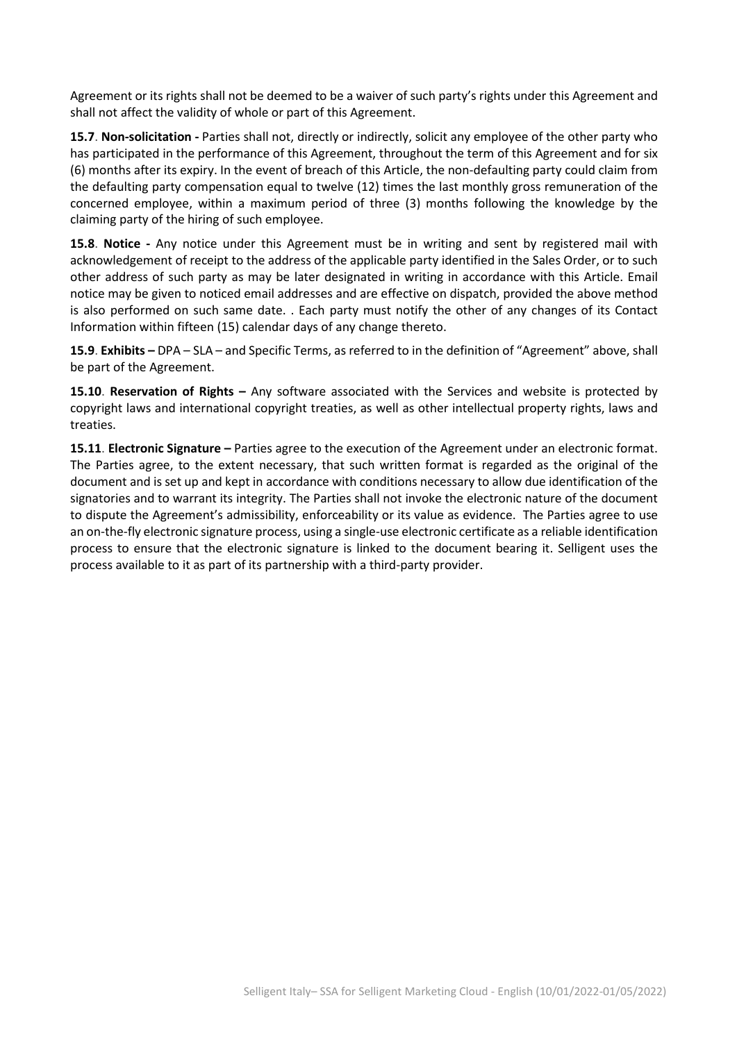Agreement or its rights shall not be deemed to be a waiver of such party's rights under this Agreement and shall not affect the validity of whole or part of this Agreement.

**15.7**. **Non-solicitation -** Parties shall not, directly or indirectly, solicit any employee of the other party who has participated in the performance of this Agreement, throughout the term of this Agreement and for six (6) months after its expiry. In the event of breach of this Article, the non-defaulting party could claim from the defaulting party compensation equal to twelve (12) times the last monthly gross remuneration of the concerned employee, within a maximum period of three (3) months following the knowledge by the claiming party of the hiring of such employee.

**15.8**. **Notice -** Any notice under this Agreement must be in writing and sent by registered mail with acknowledgement of receipt to the address of the applicable party identified in the Sales Order, or to such other address of such party as may be later designated in writing in accordance with this Article. Email notice may be given to noticed email addresses and are effective on dispatch, provided the above method is also performed on such same date. . Each party must notify the other of any changes of its Contact Information within fifteen (15) calendar days of any change thereto.

**15.9**. **Exhibits –** DPA – SLA – and Specific Terms, as referred to in the definition of "Agreement" above, shall be part of the Agreement.

**15.10**. **Reservation of Rights –** Any software associated with the Services and website is protected by copyright laws and international copyright treaties, as well as other intellectual property rights, laws and treaties.

**15.11**. **Electronic Signature –** Parties agree to the execution of the Agreement under an electronic format. The Parties agree, to the extent necessary, that such written format is regarded as the original of the document and is set up and kept in accordance with conditions necessary to allow due identification of the signatories and to warrant its integrity. The Parties shall not invoke the electronic nature of the document to dispute the Agreement's admissibility, enforceability or its value as evidence. The Parties agree to use an on-the-fly electronic signature process, using a single-use electronic certificate as a reliable identification process to ensure that the electronic signature is linked to the document bearing it. Selligent uses the process available to it as part of its partnership with a third-party provider.